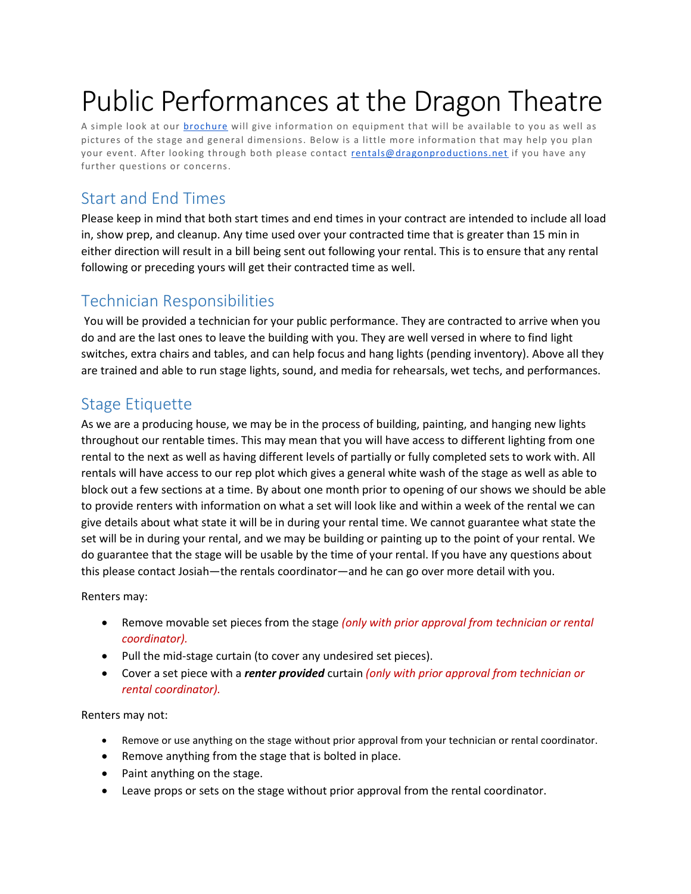# Public Performances at the Dragon Theatre

A simple look at our [brochure](#) will give information on equipment that will be available to you as well as pictures of the stage and general dimensions. Below is a little more information that may help you plan your event. After looking through both please contact [rentals@dragonproductions.net](mailto:rentals@dragonproductions.net) if you have any further questions or concerns.

## Start and End Times

Please keep in mind that both start times and end times in your contract are intended to include all load in, show prep, and cleanup. Any time used over your contracted time that is greater than 15 min in either direction will result in a bill being sent out following your rental. This is to ensure that any rental following or preceding yours will get their contracted time as well.

## Technician Responsibilities

You will be provided a technician for your public performance. They are contracted to arrive when you do and are the last ones to leave the building with you. They are well versed in where to find light switches, extra chairs and tables, and can help focus and hang lights (pending inventory). Above all they are trained and able to run stage lights, sound, and media for rehearsals, wet techs, and performances.

## Stage Etiquette

As we are a producing house, we may be in the process of building, painting, and hanging new lights throughout our rentable times. This may mean that you will have access to different lighting from one rental to the next as well as having different levels of partially or fully completed sets to work with. All rentals will have access to our rep plot which gives a general white wash of the stage as well as able to block out a few sections at a time. By about one month prior to opening of our shows we should be able to provide renters with information on what a set will look like and within a week of the rental we can give details about what state it will be in during your rental time. We cannot guarantee what state the set will be in during your rental, and we may be building or painting up to the point of your rental. We do guarantee that the stage will be usable by the time of your rental. If you have any questions about this please contact Josiah—the rentals coordinator—and he can go over more detail with you.

Renters may:

- Remove movable set pieces from the stage *(only with prior approval from technician or rental coordinator).*
- Pull the mid-stage curtain (to cover any undesired set pieces).
- Cover a set piece with a ***renter provided*** curtain *(only with prior approval from technician or rental coordinator).*

Renters may not:

- Remove or use anything on the stage without prior approval from your technician or rental coordinator.
- Remove anything from the stage that is bolted in place.
- Paint anything on the stage.
- Leave props or sets on the stage without prior approval from the rental coordinator.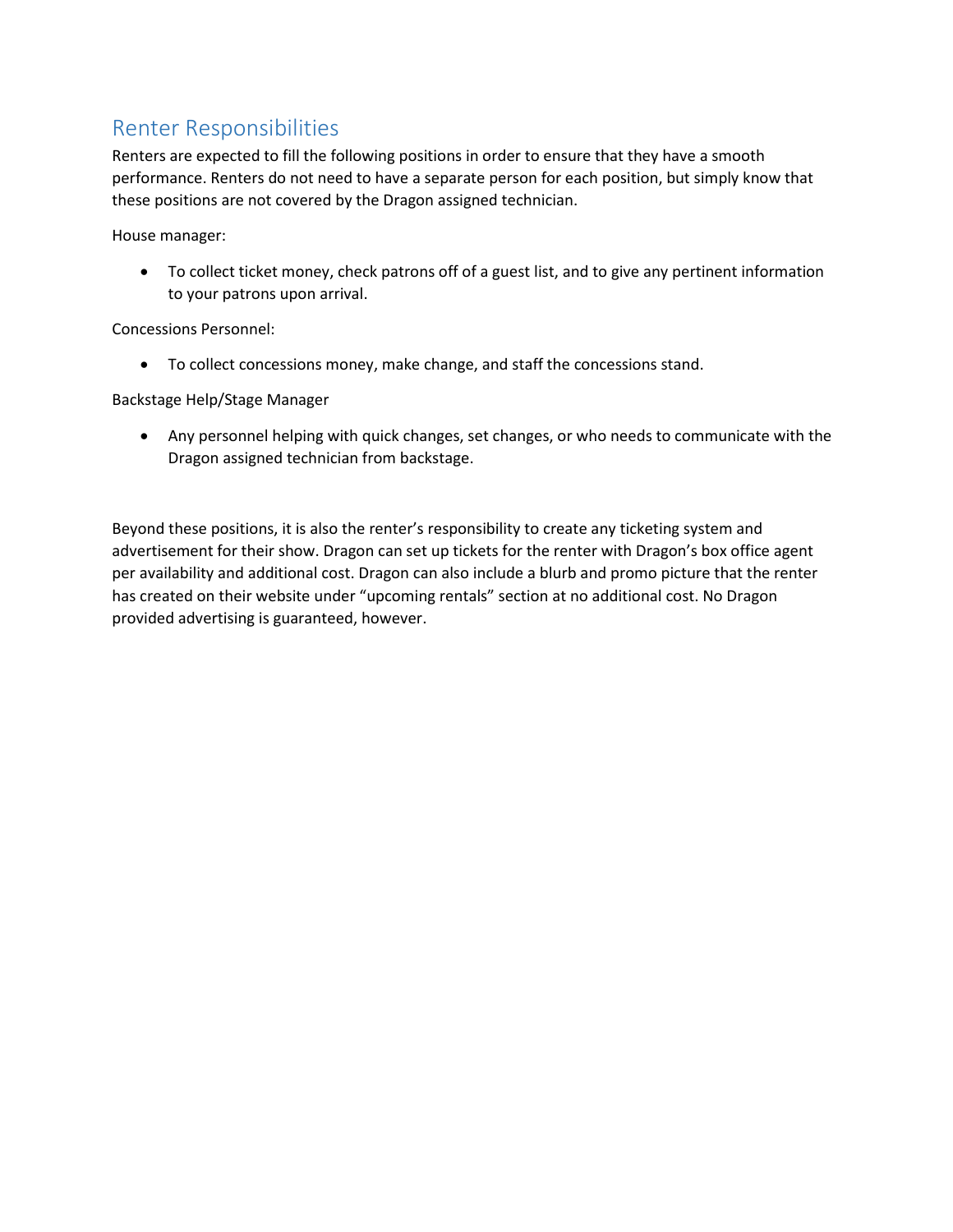## Renter Responsibilities

Renters are expected to fill the following positions in order to ensure that they have a smooth performance. Renters do not need to have a separate person for each position, but simply know that these positions are not covered by the Dragon assigned technician.

House manager:

- To collect ticket money, check patrons off of a guest list, and to give any pertinent information to your patrons upon arrival.

Concessions Personnel:

- To collect concessions money, make change, and staff the concessions stand.

Backstage Help/Stage Manager

- Any personnel helping with quick changes, set changes, or who needs to communicate with the Dragon assigned technician from backstage.

Beyond these positions, it is also the renter's responsibility to create any ticketing system and advertisement for their show. Dragon can set up tickets for the renter with Dragon's box office agent per availability and additional cost. Dragon can also include a blurb and promo picture that the renter has created on their website under "upcoming rentals" section at no additional cost. No Dragon provided advertising is guaranteed, however.